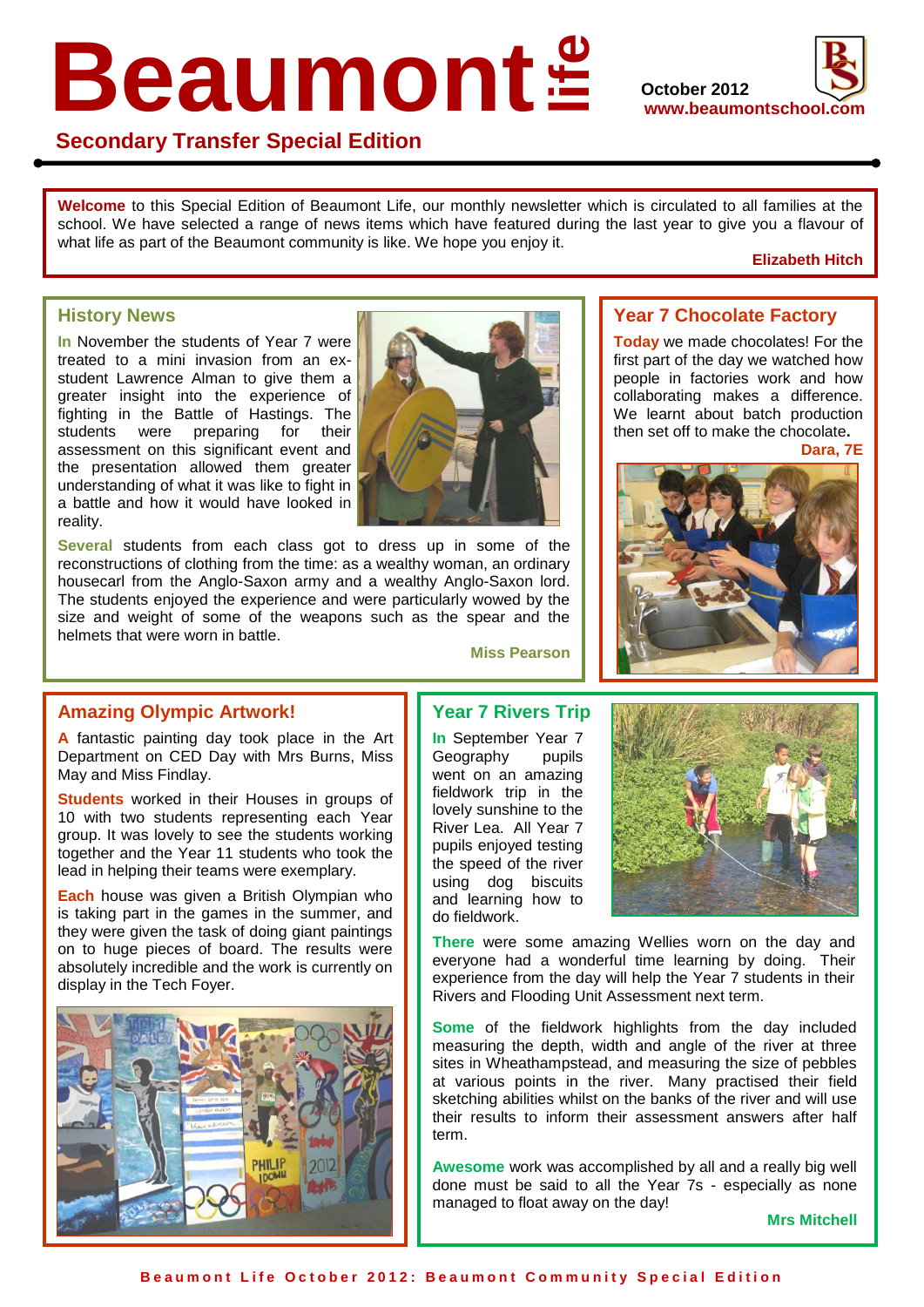# Beaumont life

October 2012
www.beaumontschool.com

## Secondary Transfer Special Edition

**Welcome** to this Special Edition of Beaumont Life, our monthly newsletter which is circulated to all families at the school. We have selected a range of news items which have featured during the last year to give you a flavour of what life as part of the Beaumont community is like. We hope you enjoy it.

**Elizabeth Hitch**

## History News

**In** November the students of Year 7 were treated to a mini invasion from an ex-student Lawrence Alman to give them a greater insight into the experience of fighting in the Battle of Hastings. The students were preparing for their assessment on this significant event and the presentation allowed them greater understanding of what it was like to fight in a battle and how it would have looked in reality.

**Several** students from each class got to dress up in some of the reconstructions of clothing from the time: as a wealthy woman, an ordinary housecarl from the Anglo-Saxon army and a wealthy Anglo-Saxon lord. The students enjoyed the experience and were particularly wowed by the size and weight of some of the weapons such as the spear and the helmets that were worn in battle.

**Miss Pearson**

## Year 7 Chocolate Factory

**Today** we made chocolates! For the first part of the day we watched how people in factories work and how collaborating makes a difference. We learnt about batch production then set off to make the chocolate.

**Dara, 7E**

## Amazing Olympic Artwork!

**A** fantastic painting day took place in the Art Department on CED Day with Mrs Burns, Miss May and Miss Findlay.

**Students** worked in their Houses in groups of 10 with two students representing each Year group. It was lovely to see the students working together and the Year 11 students who took the lead in helping their teams were exemplary.

**Each** house was given a British Olympian who is taking part in the games in the summer, and they were given the task of doing giant paintings on to huge pieces of board. The results were absolutely incredible and the work is currently on display in the Tech Foyer.

## Year 7 Rivers Trip

**In** September Year 7 Geography pupils went on an amazing fieldwork trip in the lovely sunshine to the River Lea. All Year 7 pupils enjoyed testing the speed of the river using dog biscuits and learning how to do fieldwork.

**There** were some amazing Wellies worn on the day and everyone had a wonderful time learning by doing. Their experience from the day will help the Year 7 students in their Rivers and Flooding Unit Assessment next term.

**Some** of the fieldwork highlights from the day included measuring the depth, width and angle of the river at three sites in Wheathampstead, and measuring the size of pebbles at various points in the river. Many practised their field sketching abilities whilst on the banks of the river and will use their results to inform their assessment answers after half term.

**Awesome** work was accomplished by all and a really big well done must be said to all the Year 7s - especially as none managed to float away on the day!

**Mrs Mitchell**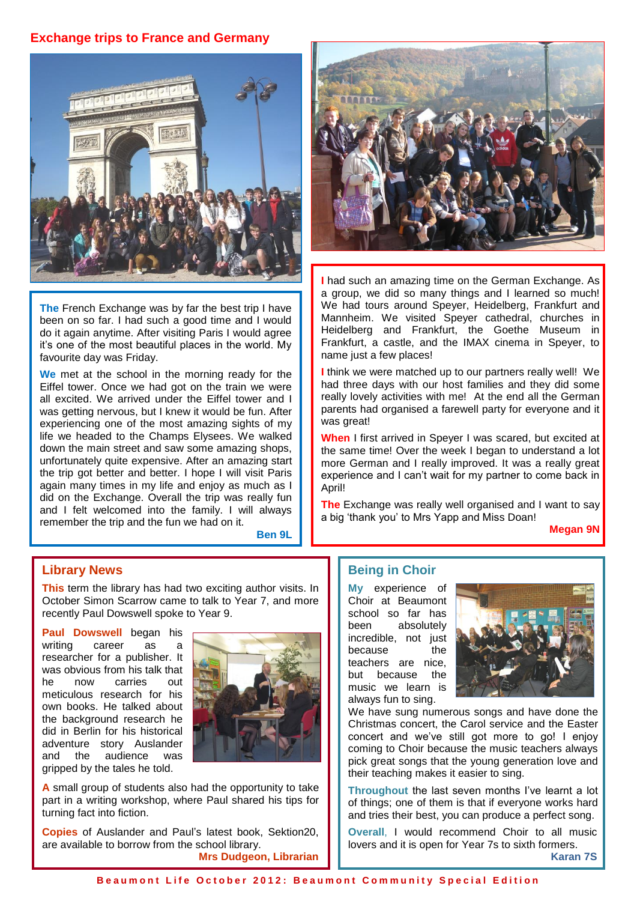## Exchange trips to France and Germany

**The** French Exchange was by far the best trip I have been on so far. I had such a good time and I would do it again anytime. After visiting Paris I would agree it's one of the most beautiful places in the world. My favourite day was Friday.

**We** met at the school in the morning ready for the Eiffel tower. Once we had got on the train we were all excited. We arrived under the Eiffel tower and I was getting nervous, but I knew it would be fun. After experiencing one of the most amazing sights of my life we headed to the Champs Elysees. We walked down the main street and saw some amazing shops, unfortunately quite expensive. After an amazing start the trip got better and better. I hope I will visit Paris again many times in my life and enjoy as much as I did on the Exchange. Overall the trip was really fun and I felt welcomed into the family. I will always remember the trip and the fun we had on it.

**Ben 9L**

**I** had such an amazing time on the German Exchange. As a group, we did so many things and I learned so much! We had tours around Speyer, Heidelberg, Frankfurt and Mannheim. We visited Speyer cathedral, churches in Heidelberg and Frankfurt, the Goethe Museum in Frankfurt, a castle, and the IMAX cinema in Speyer, to name just a few places!

**I** think we were matched up to our partners really well! We had three days with our host families and they did some really lovely activities with me! At the end all the German parents had organised a farewell party for everyone and it was great!

**When** I first arrived in Speyer I was scared, but excited at the same time! Over the week I began to understand a lot more German and I really improved. It was a really great experience and I can't wait for my partner to come back in April!

**The** Exchange was really well organised and I want to say a big 'thank you' to Mrs Yapp and Miss Doan!

**Megan 9N**

## Library News

**This** term the library has had two exciting author visits. In October Simon Scarrow came to talk to Year 7, and more recently Paul Dowswell spoke to Year 9.

**Paul Dowswell** began his writing career as a researcher for a publisher. It was obvious from his talk that he now carries out meticulous research for his own books. He talked about the background research he did in Berlin for his historical adventure story Auslander and the audience was gripped by the tales he told.

**A** small group of students also had the opportunity to take part in a writing workshop, where Paul shared his tips for turning fact into fiction.

**Copies** of Auslander and Paul's latest book, Sektion20, are available to borrow from the school library.

**Mrs Dudgeon, Librarian**

## Being in Choir

**My** experience of Choir at Beaumont school so far has been absolutely incredible, not just because the teachers are nice, but because the music we learn is always fun to sing.

We have sung numerous songs and have done the Christmas concert, the Carol service and the Easter concert and we've still got more to go! I enjoy coming to Choir because the music teachers always pick great songs that the young generation love and their teaching makes it easier to sing.

**Throughout** the last seven months I've learnt a lot of things; one of them is that if everyone works hard and tries their best, you can produce a perfect song.

**Overall**, I would recommend Choir to all music lovers and it is open for Year 7s to sixth formers.

**Karan 7S**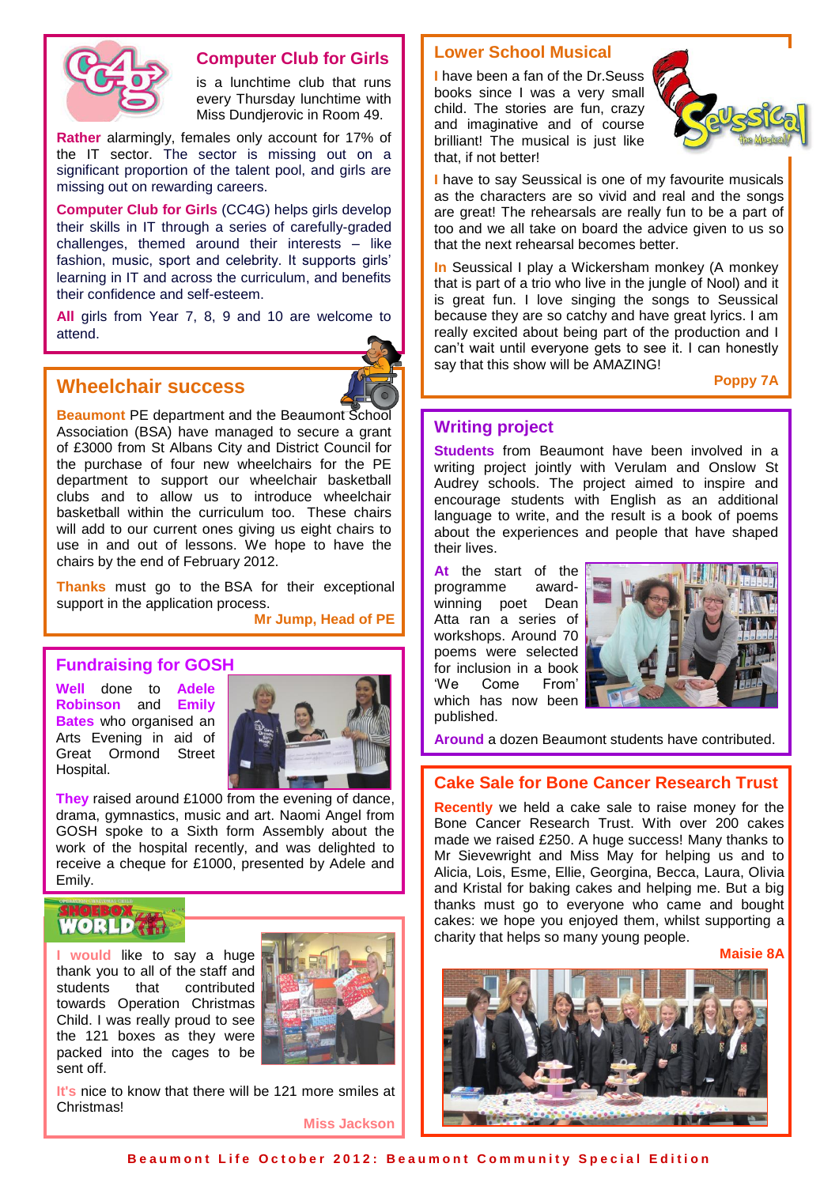## Computer Club for Girls

is a lunchtime club that runs every Thursday lunchtime with Miss Dundjerovic in Room 49.

**Rather** alarmingly, females only account for 17% of the IT sector. The sector is missing out on a significant proportion of the talent pool, and girls are missing out on rewarding careers.

**Computer Club for Girls** (CC4G) helps girls develop their skills in IT through a series of carefully-graded challenges, themed around their interests – like fashion, music, sport and celebrity. It supports girls' learning in IT and across the curriculum, and benefits their confidence and self-esteem.

**All** girls from Year 7, 8, 9 and 10 are welcome to attend.

## Wheelchair success

**Beaumont** PE department and the Beaumont School Association (BSA) have managed to secure a grant of £3000 from St Albans City and District Council for the purchase of four new wheelchairs for the PE department to support our wheelchair basketball clubs and to allow us to introduce wheelchair basketball within the curriculum too. These chairs will add to our current ones giving us eight chairs to use in and out of lessons. We hope to have the chairs by the end of February 2012.

**Thanks** must go to the BSA for their exceptional support in the application process.

**Mr Jump, Head of PE**

## Fundraising for GOSH

**Well** done to **Adele Robinson** and **Emily Bates** who organised an Arts Evening in aid of Great Ormond Street Hospital.

**They** raised around £1000 from the evening of dance, drama, gymnastics, music and art. Naomi Angel from GOSH spoke to a Sixth form Assembly about the work of the hospital recently, and was delighted to receive a cheque for £1000, presented by Adele and Emily.

## Shoebox World

**I would** like to say a huge thank you to all of the staff and students that contributed towards Operation Christmas Child. I was really proud to see the 121 boxes as they were packed into the cages to be sent off.

**It's** nice to know that there will be 121 more smiles at Christmas!

**Miss Jackson**

## Lower School Musical

**I** have been a fan of the Dr.Seuss books since I was a very small child. The stories are fun, crazy and imaginative and of course brilliant! The musical is just like that, if not better!

**I** have to say Seussical is one of my favourite musicals as the characters are so vivid and real and the songs are great! The rehearsals are really fun to be a part of too and we all take on board the advice given to us so that the next rehearsal becomes better.

**In** Seussical I play a Wickersham monkey (A monkey that is part of a trio who live in the jungle of Nool) and it is great fun. I love singing the songs to Seussical because they are so catchy and have great lyrics. I am really excited about being part of the production and I can't wait until everyone gets to see it. I can honestly say that this show will be AMAZING!

**Poppy 7A**

## Writing project

**Students** from Beaumont have been involved in a writing project jointly with Verulam and Onslow St Audrey schools. The project aimed to inspire and encourage students with English as an additional language to write, and the result is a book of poems about the experiences and people that have shaped their lives.

**At** the start of the programme award-winning poet Dean Atta ran a series of workshops. Around 70 poems were selected for inclusion in a book 'We Come From' which has now been published.

**Around** a dozen Beaumont students have contributed.

## Cake Sale for Bone Cancer Research Trust

**Recently** we held a cake sale to raise money for the Bone Cancer Research Trust. With over 200 cakes made we raised £250. A huge success! Many thanks to Mr Sievewright and Miss May for helping us and to Alicia, Lois, Esme, Ellie, Georgina, Becca, Laura, Olivia and Kristal for baking cakes and helping me. But a big thanks must go to everyone who came and bought cakes: we hope you enjoyed them, whilst supporting a charity that helps so many young people.

**Maisie 8A**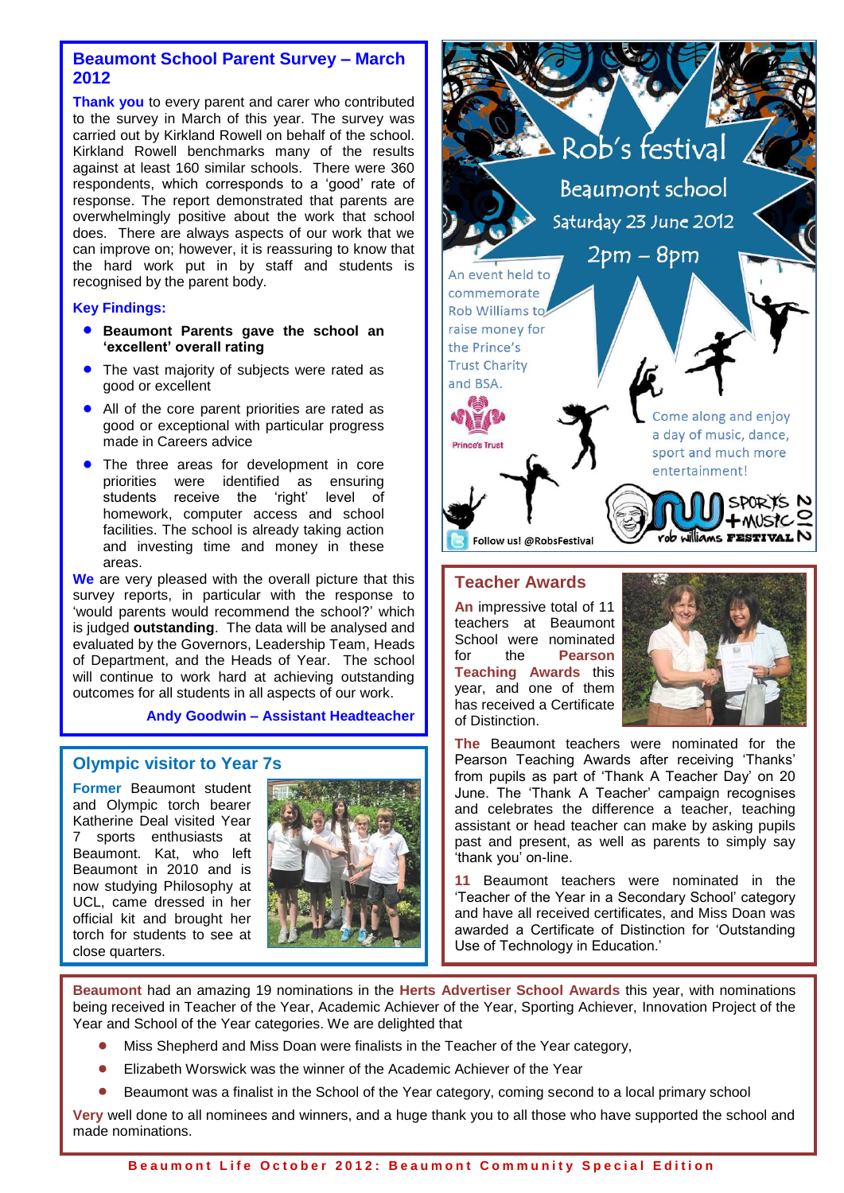## Beaumont School Parent Survey – March 2012

**Thank you** to every parent and carer who contributed to the survey in March of this year. The survey was carried out by Kirkland Rowell on behalf of the school. Kirkland Rowell benchmarks many of the results against at least 160 similar schools. There were 360 respondents, which corresponds to a 'good' rate of response. The report demonstrated that parents are overwhelmingly positive about the work that school does. There are always aspects of our work that we can improve on; however, it is reassuring to know that the hard work put in by staff and students is recognised by the parent body.

**Key Findings:**

- **Beaumont Parents gave the school an 'excellent' overall rating**
- The vast majority of subjects were rated as good or excellent
- All of the core parent priorities are rated as good or exceptional with particular progress made in Careers advice
- The three areas for development in core priorities were identified as ensuring students receive the 'right' level of homework, computer access and school facilities. The school is already taking action and investing time and money in these areas.

**We** are very pleased with the overall picture that this survey reports, in particular with the response to 'would parents would recommend the school?' which is judged **outstanding**. The data will be analysed and evaluated by the Governors, Leadership Team, Heads of Department, and the Heads of Year. The school will continue to work hard at achieving outstanding outcomes for all students in all aspects of our work.

**Andy Goodwin – Assistant Headteacher**

## Olympic visitor to Year 7s

**Former** Beaumont student and Olympic torch bearer Katherine Deal visited Year 7 sports enthusiasts at Beaumont. Kat, who left Beaumont in 2010 and is now studying Philosophy at UCL, came dressed in her official kit and brought her torch for students to see at close quarters.

Rob's festival

Beaumont school

Saturday 23 June 2012

2pm – 8pm

An event held to commemorate Rob Williams to raise money for the Prince's Trust Charity and BSA.

Prince's Trust

Come along and enjoy a day of music, dance, sport and much more entertainment!

Follow us! @RobsFestival

rob williams FESTIVAL SPORTS + MUSIC 2012

## Teacher Awards

**An** impressive total of 11 teachers at Beaumont School were nominated for the **Pearson Teaching Awards** this year, and one of them has received a Certificate of Distinction.

**The** Beaumont teachers were nominated for the Pearson Teaching Awards after receiving 'Thanks' from pupils as part of 'Thank A Teacher Day' on 20 June. The 'Thank A Teacher' campaign recognises and celebrates the difference a teacher, teaching assistant or head teacher can make by asking pupils past and present, as well as parents to simply say 'thank you' on-line.

**11** Beaumont teachers were nominated in the 'Teacher of the Year in a Secondary School' category and have all received certificates, and Miss Doan was awarded a Certificate of Distinction for 'Outstanding Use of Technology in Education.'

**Beaumont** had an amazing 19 nominations in the **Herts Advertiser School Awards** this year, with nominations being received in Teacher of the Year, Academic Achiever of the Year, Sporting Achiever, Innovation Project of the Year and School of the Year categories. We are delighted that

- Miss Shepherd and Miss Doan were finalists in the Teacher of the Year category,
- Elizabeth Worswick was the winner of the Academic Achiever of the Year
- Beaumont was a finalist in the School of the Year category, coming second to a local primary school

**Very** well done to all nominees and winners, and a huge thank you to all those who have supported the school and made nominations.